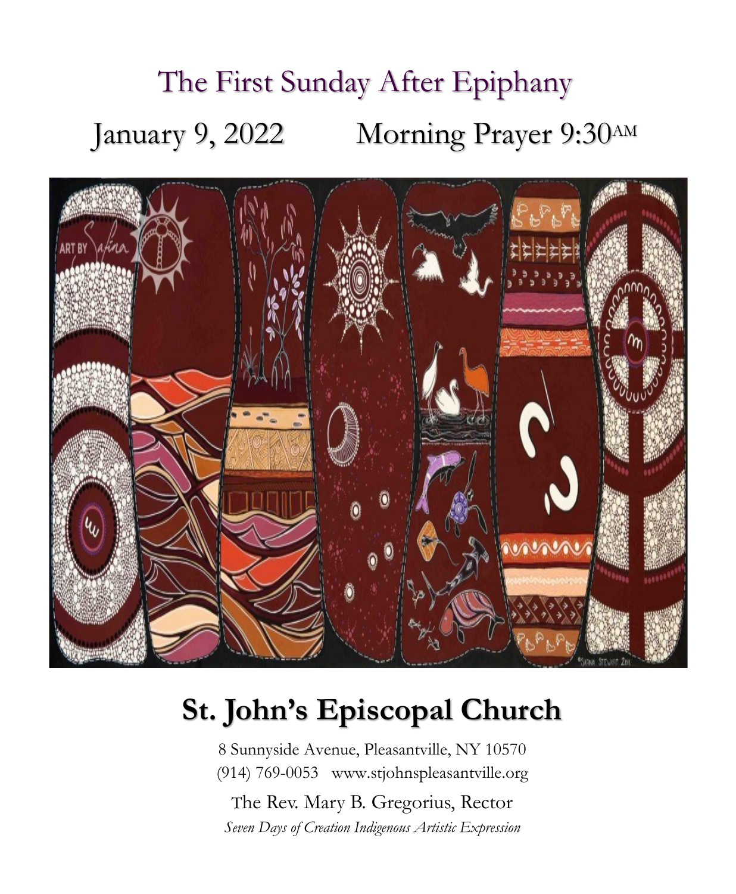# The First Sunday After Epiphany

## January 9, 2022 Morning Prayer 9:30AM

# St. John's Episcopal Church

8 Sunnyside Avenue, Pleasantville, NY 10570
(914) 769-0053 www.stjohnspleasantville.org

The Rev. Mary B. Gregorius, Rector

*Seven Days of Creation Indigenous Artistic Expression*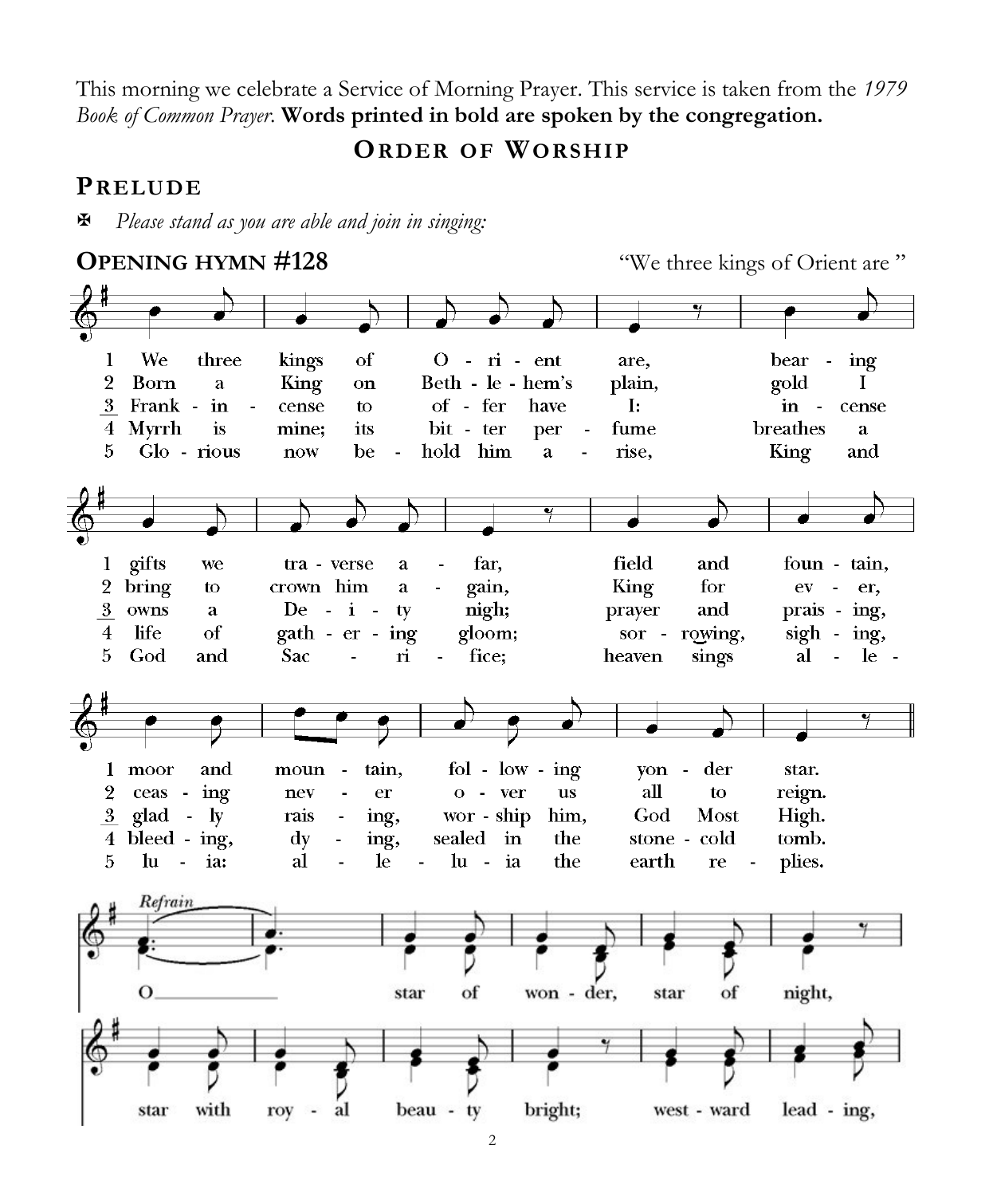This morning we celebrate a Service of Morning Prayer. This service is taken from the *1979 Book of Common Prayer*. **Words printed in bold are spoken by the congregation.**

## ORDER OF WORSHIP

### PRELUDE

✠ *Please stand as you are able and join in singing:*

### OPENING HYMN #128

"We three kings of Orient are"

1 We three kings of Orient are, bearing gifts we traverse afar, field and fountain, moor and mountain, following yonder star.

2 Born a King on Bethlehem's plain, gold I bring to crown him again, King for ever, ceasing never over us all to reign.

3 Frankincense to offer have I: incense owns a Deity nigh; prayer and praising, gladly raising, worship him, God Most High.

4 Myrrh is mine; its bitter perfume breathes a life of gathering gloom; sorrowing, sighing, bleeding, dying, sealed in the stone-cold tomb.

5 Glorious now behold him arise, King and God and Sacrifice; heaven sings alleluia: alleluia the earth replies.

*Refrain*

O star of wonder, star of night, star with royal beauty bright; westward leading,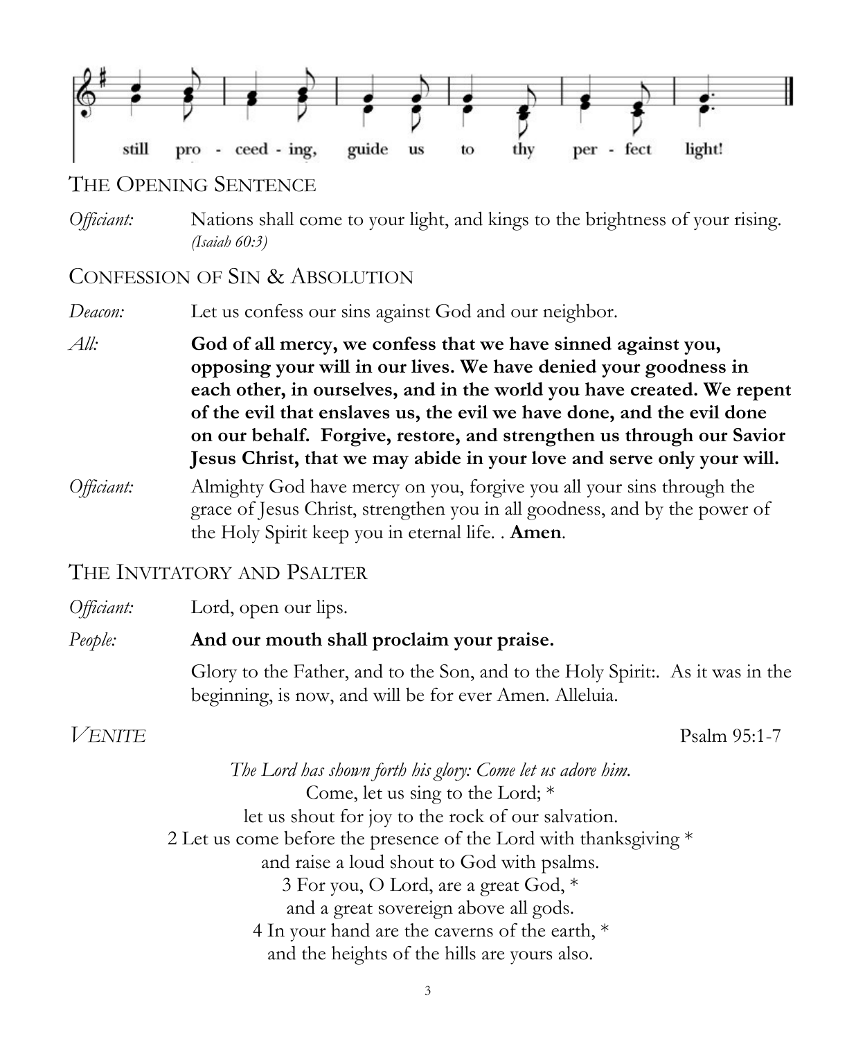still pro - ceed - ing, guide us to thy per - fect light!

## THE OPENING SENTENCE

*Officiant:* Nations shall come to your light, and kings to the brightness of your rising. *(Isaiah 60:3)*

## CONFESSION OF SIN & ABSOLUTION

*Deacon:* Let us confess our sins against God and our neighbor.

*All:* **God of all mercy, we confess that we have sinned against you, opposing your will in our lives. We have denied your goodness in each other, in ourselves, and in the world you have created. We repent of the evil that enslaves us, the evil we have done, and the evil done on our behalf. Forgive, restore, and strengthen us through our Savior Jesus Christ, that we may abide in your love and serve only your will.**

*Officiant:* Almighty God have mercy on you, forgive you all your sins through the grace of Jesus Christ, strengthen you in all goodness, and by the power of the Holy Spirit keep you in eternal life. . **Amen**.

## THE INVITATORY AND PSALTER

*Officiant:* Lord, open our lips.

*People:* **And our mouth shall proclaim your praise.**

Glory to the Father, and to the Son, and to the Holy Spirit:. As it was in the beginning, is now, and will be for ever Amen. Alleluia.

### *VENITE* Psalm 95:1-7

*The Lord has shown forth his glory: Come let us adore him.*
Come, let us sing to the Lord; *
let us shout for joy to the rock of our salvation.
2 Let us come before the presence of the Lord with thanksgiving *
and raise a loud shout to God with psalms.
3 For you, O Lord, are a great God, *
and a great sovereign above all gods.
4 In your hand are the caverns of the earth, *
and the heights of the hills are yours also.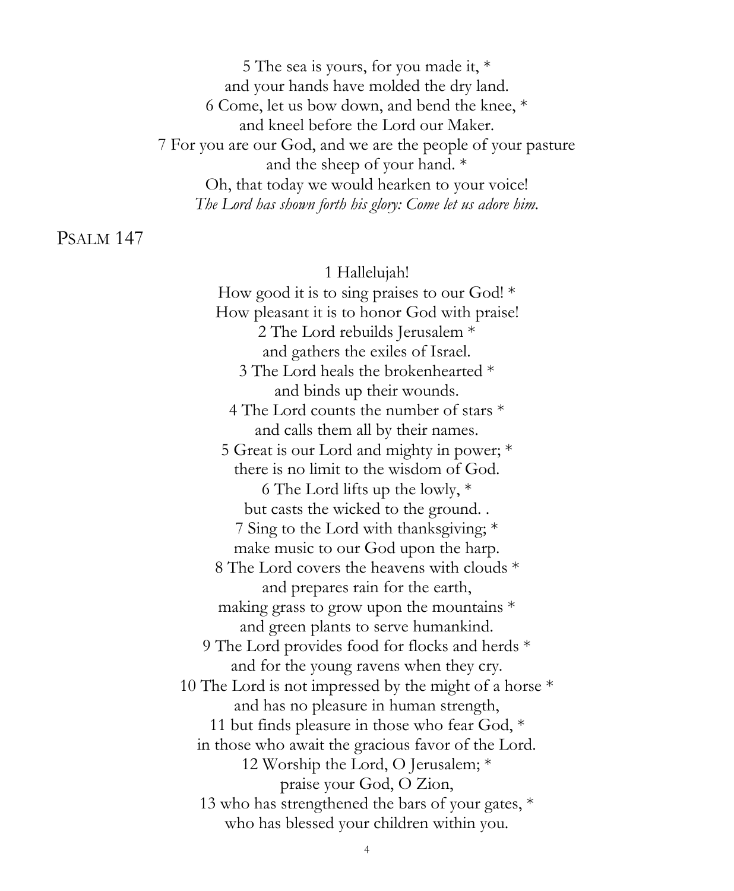5 The sea is yours, for you made it, *
and your hands have molded the dry land.
6 Come, let us bow down, and bend the knee, *
and kneel before the Lord our Maker.
7 For you are our God, and we are the people of your pasture
and the sheep of your hand. *
Oh, that today we would hearken to your voice!
*The Lord has shown forth his glory: Come let us adore him.*

## Psalm 147

1 Hallelujah!
How good it is to sing praises to our God! *
How pleasant it is to honor God with praise!
2 The Lord rebuilds Jerusalem *
and gathers the exiles of Israel.
3 The Lord heals the brokenhearted *
and binds up their wounds.
4 The Lord counts the number of stars *
and calls them all by their names.
5 Great is our Lord and mighty in power; *
there is no limit to the wisdom of God.
6 The Lord lifts up the lowly, *
but casts the wicked to the ground. .
7 Sing to the Lord with thanksgiving; *
make music to our God upon the harp.
8 The Lord covers the heavens with clouds *
and prepares rain for the earth,
making grass to grow upon the mountains *
and green plants to serve humankind.
9 The Lord provides food for flocks and herds *
and for the young ravens when they cry.
10 The Lord is not impressed by the might of a horse *
and has no pleasure in human strength,
11 but finds pleasure in those who fear God, *
in those who await the gracious favor of the Lord.
12 Worship the Lord, O Jerusalem; *
praise your God, O Zion,
13 who has strengthened the bars of your gates, *
who has blessed your children within you.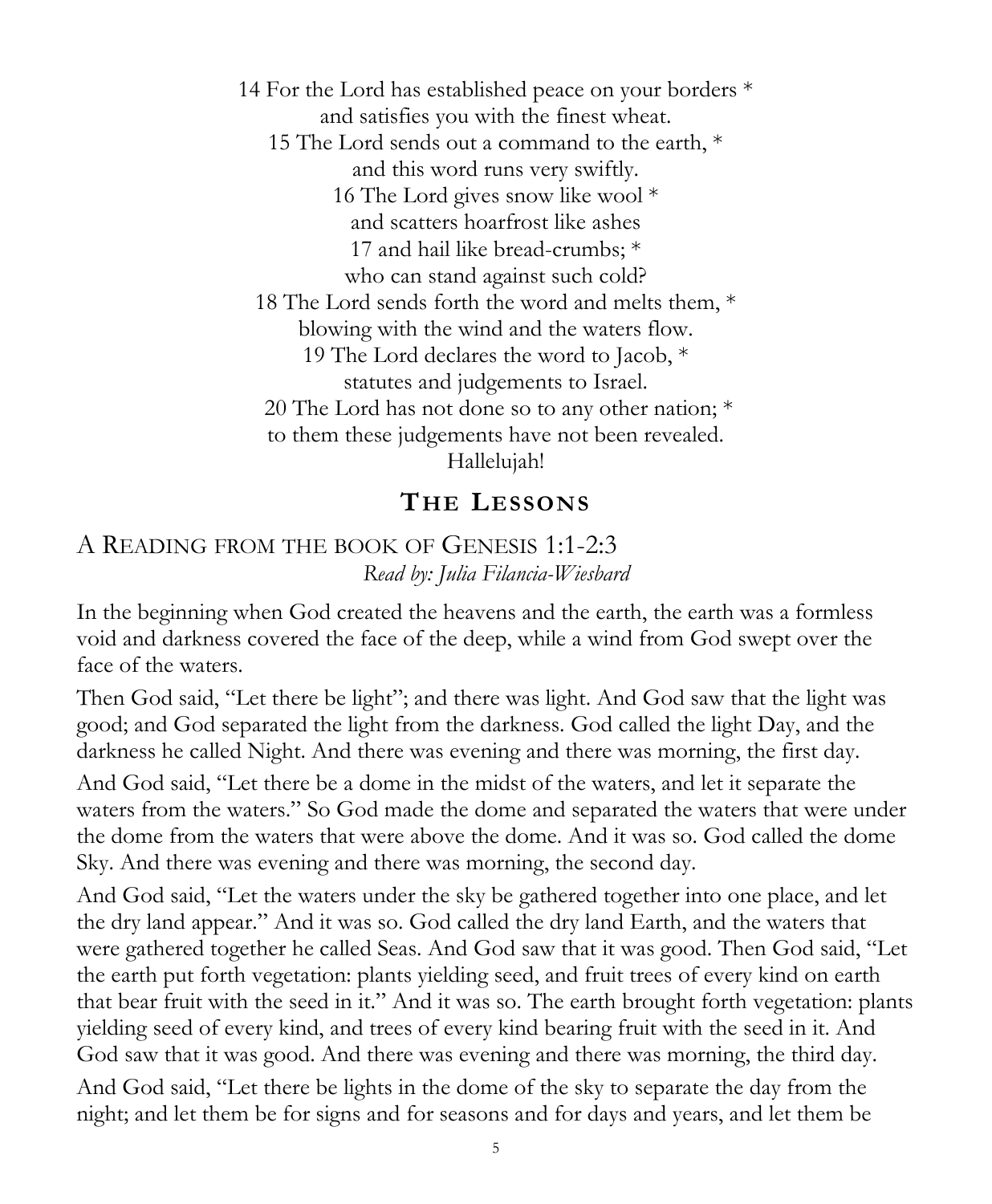14 For the Lord has established peace on your borders *
and satisfies you with the finest wheat.
15 The Lord sends out a command to the earth, *
and this word runs very swiftly.
16 The Lord gives snow like wool *
and scatters hoarfrost like ashes
17 and hail like bread-crumbs; *
who can stand against such cold?
18 The Lord sends forth the word and melts them, *
blowing with the wind and the waters flow.
19 The Lord declares the word to Jacob, *
statutes and judgements to Israel.
20 The Lord has not done so to any other nation; *
to them these judgements have not been revealed.
Hallelujah!

## THE LESSONS

### A READING FROM THE BOOK OF GENESIS 1:1-2:3

*Read by: Julia Filancia-Wiesbard*

In the beginning when God created the heavens and the earth, the earth was a formless void and darkness covered the face of the deep, while a wind from God swept over the face of the waters.

Then God said, "Let there be light"; and there was light. And God saw that the light was good; and God separated the light from the darkness. God called the light Day, and the darkness he called Night. And there was evening and there was morning, the first day.

And God said, "Let there be a dome in the midst of the waters, and let it separate the waters from the waters." So God made the dome and separated the waters that were under the dome from the waters that were above the dome. And it was so. God called the dome Sky. And there was evening and there was morning, the second day.

And God said, "Let the waters under the sky be gathered together into one place, and let the dry land appear." And it was so. God called the dry land Earth, and the waters that were gathered together he called Seas. And God saw that it was good. Then God said, "Let the earth put forth vegetation: plants yielding seed, and fruit trees of every kind on earth that bear fruit with the seed in it." And it was so. The earth brought forth vegetation: plants yielding seed of every kind, and trees of every kind bearing fruit with the seed in it. And God saw that it was good. And there was evening and there was morning, the third day.

And God said, "Let there be lights in the dome of the sky to separate the day from the night; and let them be for signs and for seasons and for days and years, and let them be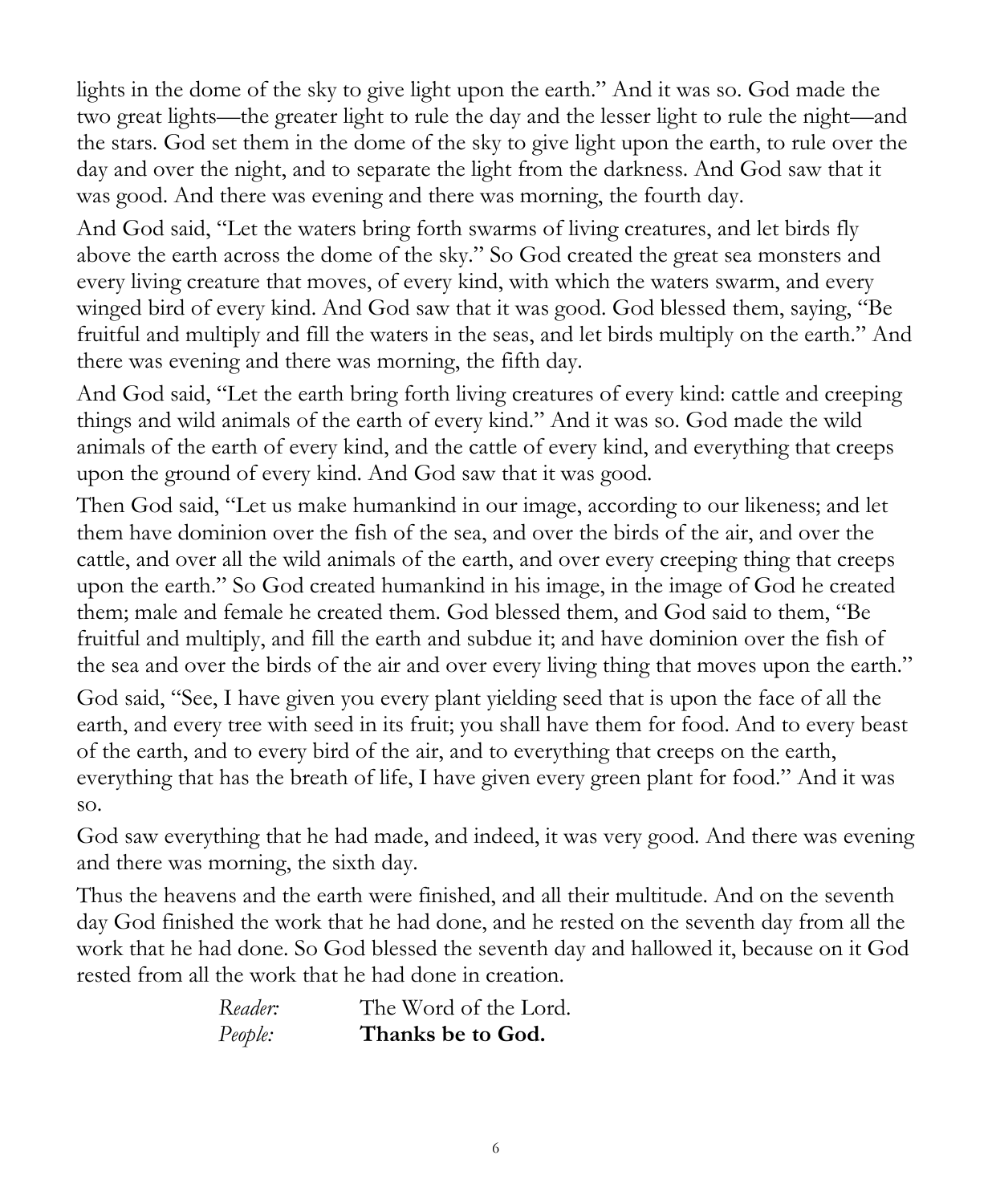lights in the dome of the sky to give light upon the earth." And it was so. God made the two great lights—the greater light to rule the day and the lesser light to rule the night—and the stars. God set them in the dome of the sky to give light upon the earth, to rule over the day and over the night, and to separate the light from the darkness. And God saw that it was good. And there was evening and there was morning, the fourth day.

And God said, "Let the waters bring forth swarms of living creatures, and let birds fly above the earth across the dome of the sky." So God created the great sea monsters and every living creature that moves, of every kind, with which the waters swarm, and every winged bird of every kind. And God saw that it was good. God blessed them, saying, "Be fruitful and multiply and fill the waters in the seas, and let birds multiply on the earth." And there was evening and there was morning, the fifth day.

And God said, "Let the earth bring forth living creatures of every kind: cattle and creeping things and wild animals of the earth of every kind." And it was so. God made the wild animals of the earth of every kind, and the cattle of every kind, and everything that creeps upon the ground of every kind. And God saw that it was good.

Then God said, "Let us make humankind in our image, according to our likeness; and let them have dominion over the fish of the sea, and over the birds of the air, and over the cattle, and over all the wild animals of the earth, and over every creeping thing that creeps upon the earth." So God created humankind in his image, in the image of God he created them; male and female he created them. God blessed them, and God said to them, "Be fruitful and multiply, and fill the earth and subdue it; and have dominion over the fish of the sea and over the birds of the air and over every living thing that moves upon the earth."

God said, "See, I have given you every plant yielding seed that is upon the face of all the earth, and every tree with seed in its fruit; you shall have them for food. And to every beast of the earth, and to every bird of the air, and to everything that creeps on the earth, everything that has the breath of life, I have given every green plant for food." And it was so.

God saw everything that he had made, and indeed, it was very good. And there was evening and there was morning, the sixth day.

Thus the heavens and the earth were finished, and all their multitude. And on the seventh day God finished the work that he had done, and he rested on the seventh day from all the work that he had done. So God blessed the seventh day and hallowed it, because on it God rested from all the work that he had done in creation.

*Reader:* The Word of the Lord.
*People:* **Thanks be to God.**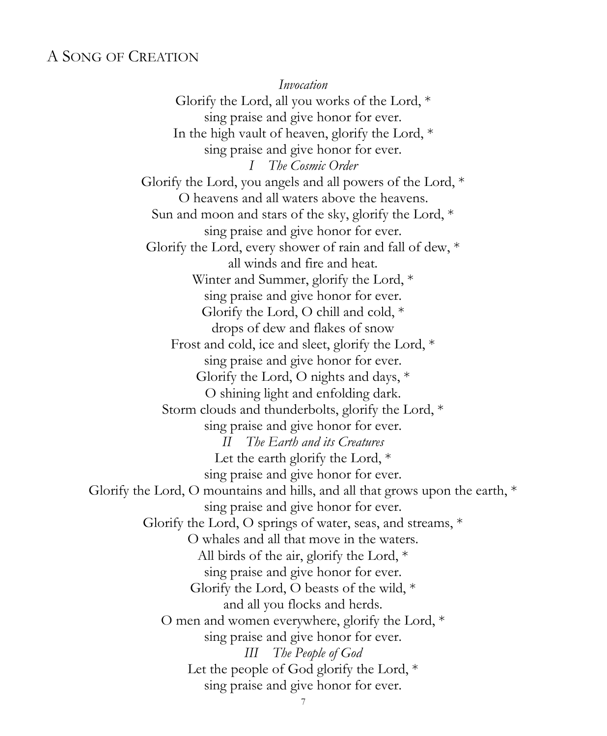## A Song of Creation

*Invocation*

Glorify the Lord, all you works of the Lord, *
sing praise and give honor for ever.
In the high vault of heaven, glorify the Lord, *
sing praise and give honor for ever.

*I The Cosmic Order*

Glorify the Lord, you angels and all powers of the Lord, *
O heavens and all waters above the heavens.
Sun and moon and stars of the sky, glorify the Lord, *
sing praise and give honor for ever.
Glorify the Lord, every shower of rain and fall of dew, *
all winds and fire and heat.
Winter and Summer, glorify the Lord, *
sing praise and give honor for ever.
Glorify the Lord, O chill and cold, *
drops of dew and flakes of snow
Frost and cold, ice and sleet, glorify the Lord, *
sing praise and give honor for ever.
Glorify the Lord, O nights and days, *
O shining light and enfolding dark.
Storm clouds and thunderbolts, glorify the Lord, *
sing praise and give honor for ever.

*II The Earth and its Creatures*

Let the earth glorify the Lord, *
sing praise and give honor for ever.
Glorify the Lord, O mountains and hills, and all that grows upon the earth, *
sing praise and give honor for ever.
Glorify the Lord, O springs of water, seas, and streams, *
O whales and all that move in the waters.
All birds of the air, glorify the Lord, *
sing praise and give honor for ever.
Glorify the Lord, O beasts of the wild, *
and all you flocks and herds.
O men and women everywhere, glorify the Lord, *
sing praise and give honor for ever.

*III The People of God*

Let the people of God glorify the Lord, *
sing praise and give honor for ever.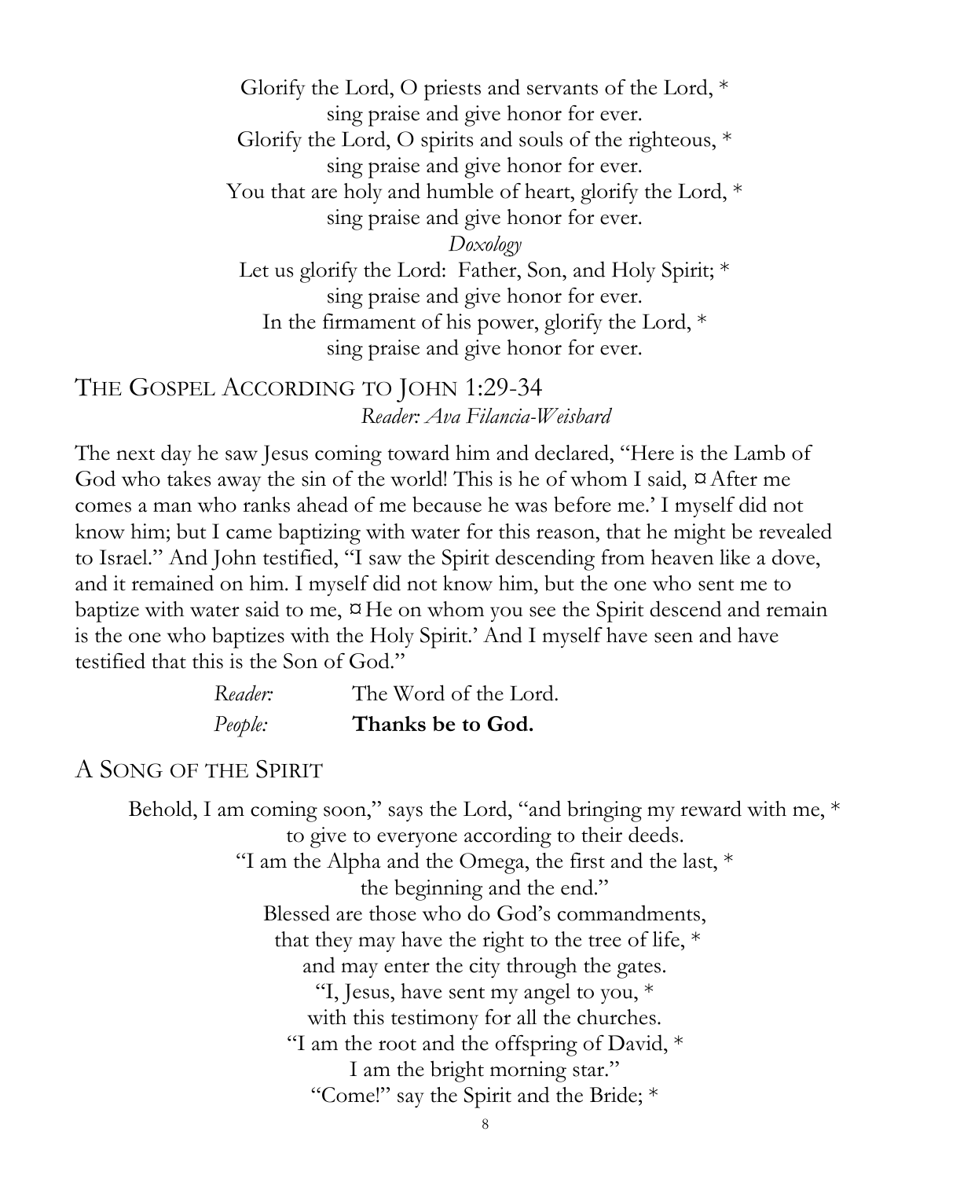Glorify the Lord, O priests and servants of the Lord, *
sing praise and give honor for ever.
Glorify the Lord, O spirits and souls of the righteous, *
sing praise and give honor for ever.
You that are holy and humble of heart, glorify the Lord, *
sing praise and give honor for ever.

*Doxology*

Let us glorify the Lord: Father, Son, and Holy Spirit; *
sing praise and give honor for ever.
In the firmament of his power, glorify the Lord, *
sing praise and give honor for ever.

## THE GOSPEL ACCORDING TO JOHN 1:29-34

*Reader: Ava Filancia-Weisbard*

The next day he saw Jesus coming toward him and declared, "Here is the Lamb of God who takes away the sin of the world! This is he of whom I said, ¤After me comes a man who ranks ahead of me because he was before me.' I myself did not know him; but I came baptizing with water for this reason, that he might be revealed to Israel." And John testified, "I saw the Spirit descending from heaven like a dove, and it remained on him. I myself did not know him, but the one who sent me to baptize with water said to me, ¤He on whom you see the Spirit descend and remain is the one who baptizes with the Holy Spirit.' And I myself have seen and have testified that this is the Son of God."

*Reader:* The Word of the Lord.
*People:* **Thanks be to God.**

## A SONG OF THE SPIRIT

Behold, I am coming soon," says the Lord, "and bringing my reward with me, *
to give to everyone according to their deeds.
"I am the Alpha and the Omega, the first and the last, *
the beginning and the end."
Blessed are those who do God's commandments,
that they may have the right to the tree of life, *
and may enter the city through the gates.
"I, Jesus, have sent my angel to you, *
with this testimony for all the churches.
"I am the root and the offspring of David, *
I am the bright morning star."
"Come!" say the Spirit and the Bride; *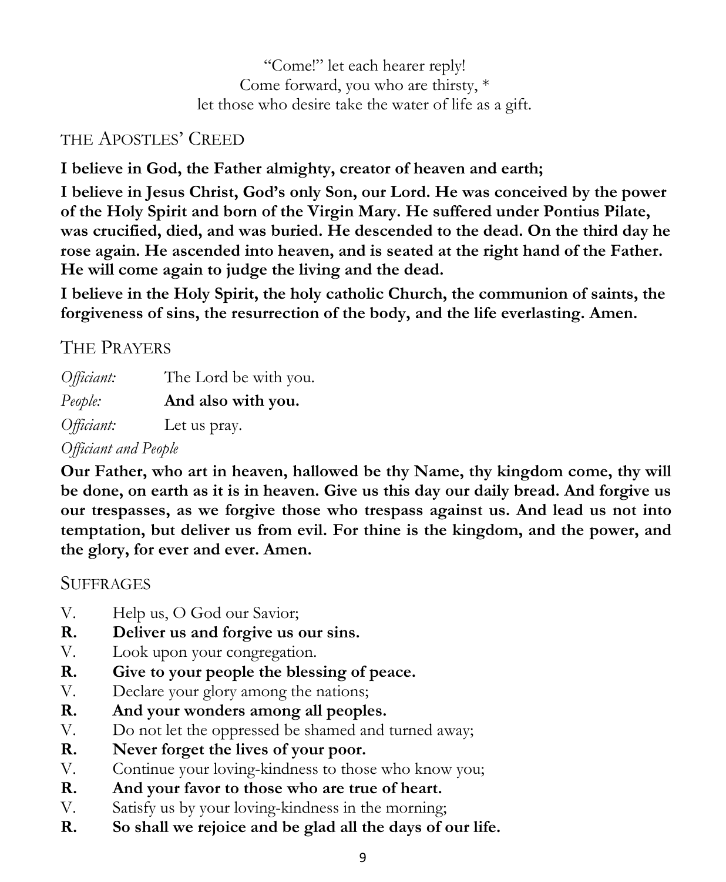"Come!" let each hearer reply!
Come forward, you who are thirsty, *
let those who desire take the water of life as a gift.

## THE APOSTLES' CREED

**I believe in God, the Father almighty, creator of heaven and earth;**

**I believe in Jesus Christ, God's only Son, our Lord. He was conceived by the power of the Holy Spirit and born of the Virgin Mary. He suffered under Pontius Pilate, was crucified, died, and was buried. He descended to the dead. On the third day he rose again. He ascended into heaven, and is seated at the right hand of the Father. He will come again to judge the living and the dead.**

**I believe in the Holy Spirit, the holy catholic Church, the communion of saints, the forgiveness of sins, the resurrection of the body, and the life everlasting. Amen.**

## THE PRAYERS

*Officiant:* The Lord be with you.

*People:* **And also with you.**

*Officiant:* Let us pray.

*Officiant and People*

**Our Father, who art in heaven, hallowed be thy Name, thy kingdom come, thy will be done, on earth as it is in heaven. Give us this day our daily bread. And forgive us our trespasses, as we forgive those who trespass against us. And lead us not into temptation, but deliver us from evil. For thine is the kingdom, and the power, and the glory, for ever and ever. Amen.**

## SUFFRAGES

V. Help us, O God our Savior;
**R. Deliver us and forgive us our sins.**
V. Look upon your congregation.
**R. Give to your people the blessing of peace.**
V. Declare your glory among the nations;
**R. And your wonders among all peoples.**
V. Do not let the oppressed be shamed and turned away;
**R. Never forget the lives of your poor.**
V. Continue your loving-kindness to those who know you;
**R. And your favor to those who are true of heart.**
V. Satisfy us by your loving-kindness in the morning;
**R. So shall we rejoice and be glad all the days of our life.**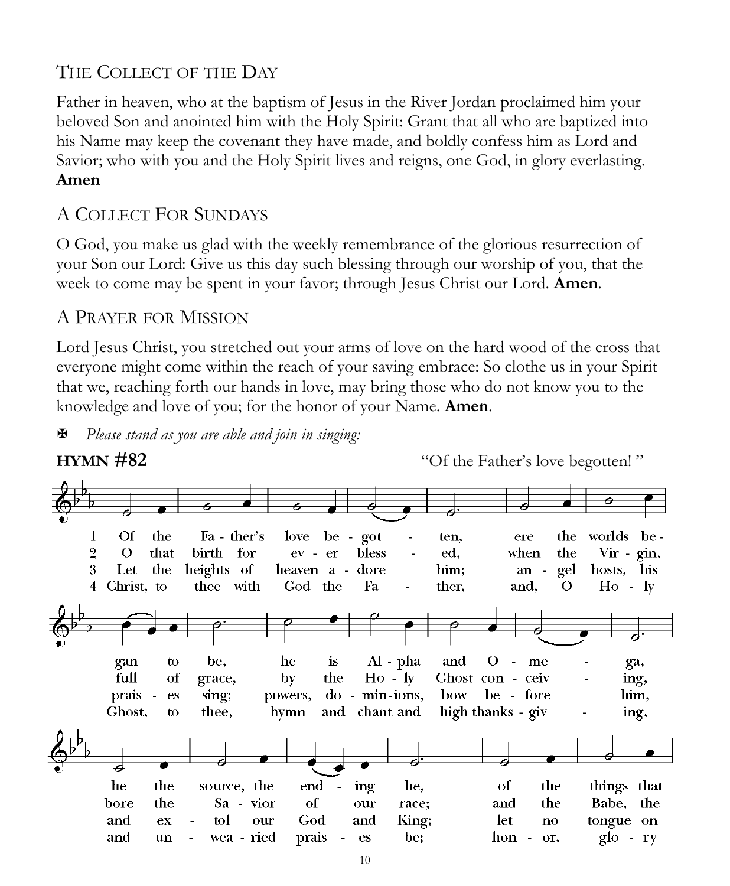## The Collect of the Day

Father in heaven, who at the baptism of Jesus in the River Jordan proclaimed him your beloved Son and anointed him with the Holy Spirit: Grant that all who are baptized into his Name may keep the covenant they have made, and boldly confess him as Lord and Savior; who with you and the Holy Spirit lives and reigns, one God, in glory everlasting. **Amen**

## A Collect For Sundays

O God, you make us glad with the weekly remembrance of the glorious resurrection of your Son our Lord: Give us this day such blessing through our worship of you, that the week to come may be spent in your favor; through Jesus Christ our Lord. **Amen**.

## A Prayer for Mission

Lord Jesus Christ, you stretched out your arms of love on the hard wood of the cross that everyone might come within the reach of your saving embrace: So clothe us in your Spirit that we, reaching forth our hands in love, may bring those who do not know you to the knowledge and love of you; for the honor of your Name. **Amen**.

✠ *Please stand as you are able and join in singing:*

**HYMN #82** "Of the Father's love begotten! "

1 Of the Fa - ther's love be - got - ten, ere the worlds be - gan to be, he is Al - pha and O - me - ga, he the source, the end - ing he, of the things that

2 O that birth for ev - er bless - ed, when the Vir - gin, full of grace, by the Ho - ly Ghost con - ceiv - ing, bore the Sa - vior of our race; and the Babe, the

3 Let the heights of heaven a - dore him; an - gel hosts, his prais - es sing; powers, do - min-ions, bow be - fore him, and ex - tol our God and King; let no tongue on

4 Christ, to thee with God the Fa - ther, and, O Ho - ly Ghost, to thee, hymn and chant and high thanks - giv - ing, and un - wea - ried prais - es be; hon - or, glo - ry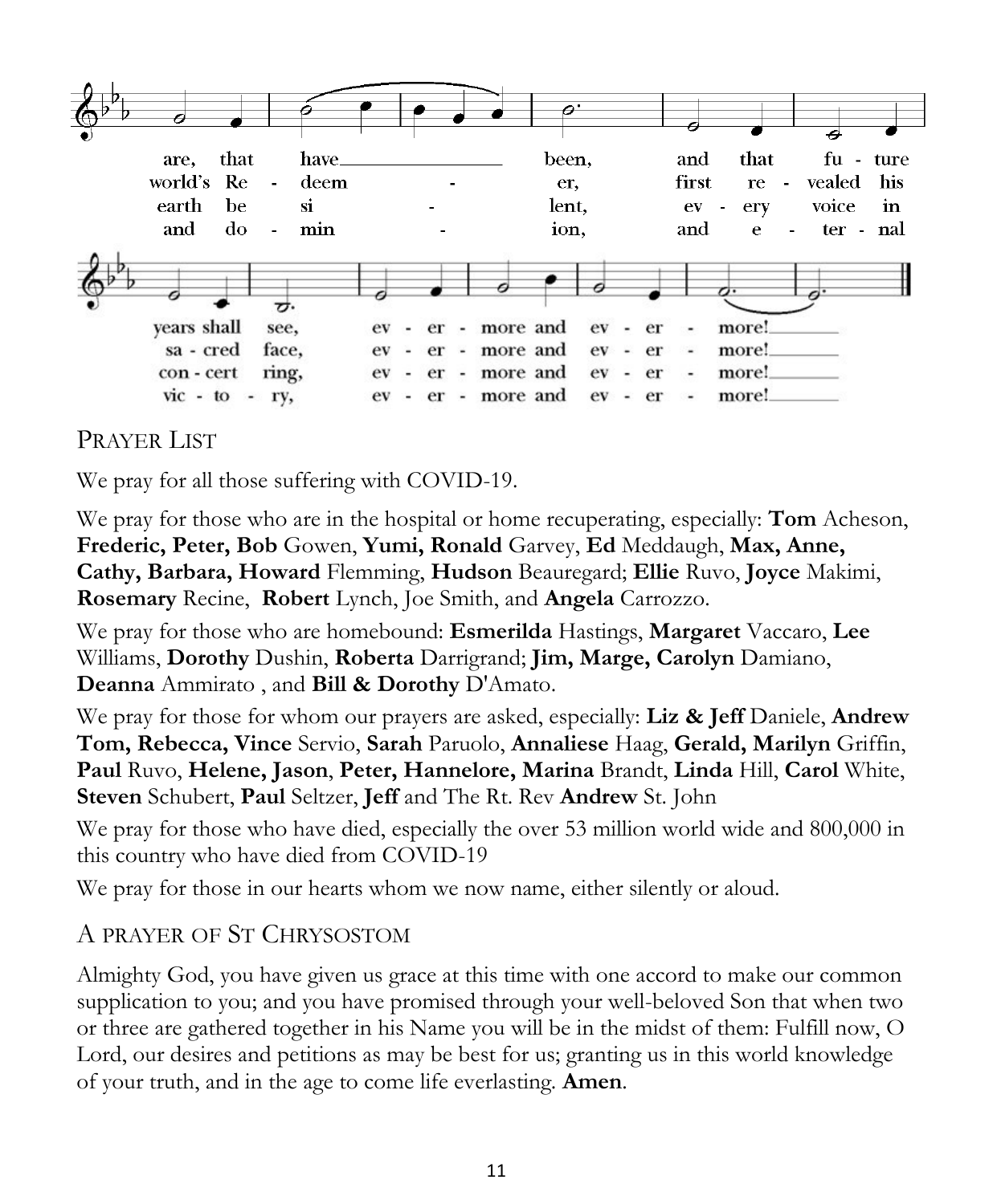are, that have been, and that fu - ture years shall see, ev - er - more and ev - er - more!
world's Re - deem - er, first re - vealed his sa - cred face, ev - er - more and ev - er - more!
earth be si - lent, ev - ery voice in con - cert ring, ev - er - more and ev - er - more!
and do - min - ion, and e - ter - nal vic - to - ry, ev - er - more and ev - er - more!

## Prayer List

We pray for all those suffering with COVID-19.

We pray for those who are in the hospital or home recuperating, especially: **Tom** Acheson, **Frederic, Peter, Bob** Gowen, **Yumi, Ronald** Garvey, **Ed** Meddaugh, **Max, Anne, Cathy, Barbara, Howard** Flemming, **Hudson** Beauregard; **Ellie** Ruvo, **Joyce** Makimi, **Rosemary** Recine, **Robert** Lynch, Joe Smith, and **Angela** Carrozzo.

We pray for those who are homebound: **Esmerilda** Hastings, **Margaret** Vaccaro, **Lee** Williams, **Dorothy** Dushin, **Roberta** Darrigrand; **Jim, Marge, Carolyn** Damiano, **Deanna** Ammirato , and **Bill & Dorothy** D'Amato.

We pray for those for whom our prayers are asked, especially: **Liz & Jeff** Daniele, **Andrew Tom, Rebecca, Vince** Servio, **Sarah** Paruolo, **Annaliese** Haag, **Gerald, Marilyn** Griffin, **Paul** Ruvo, **Helene, Jason**, **Peter, Hannelore, Marina** Brandt, **Linda** Hill, **Carol** White, **Steven** Schubert, **Paul** Seltzer, **Jeff** and The Rt. Rev **Andrew** St. John

We pray for those who have died, especially the over 53 million world wide and 800,000 in this country who have died from COVID-19

We pray for those in our hearts whom we now name, either silently or aloud.

## A Prayer of St Chrysostom

Almighty God, you have given us grace at this time with one accord to make our common supplication to you; and you have promised through your well-beloved Son that when two or three are gathered together in his Name you will be in the midst of them: Fulfill now, O Lord, our desires and petitions as may be best for us; granting us in this world knowledge of your truth, and in the age to come life everlasting. **Amen**.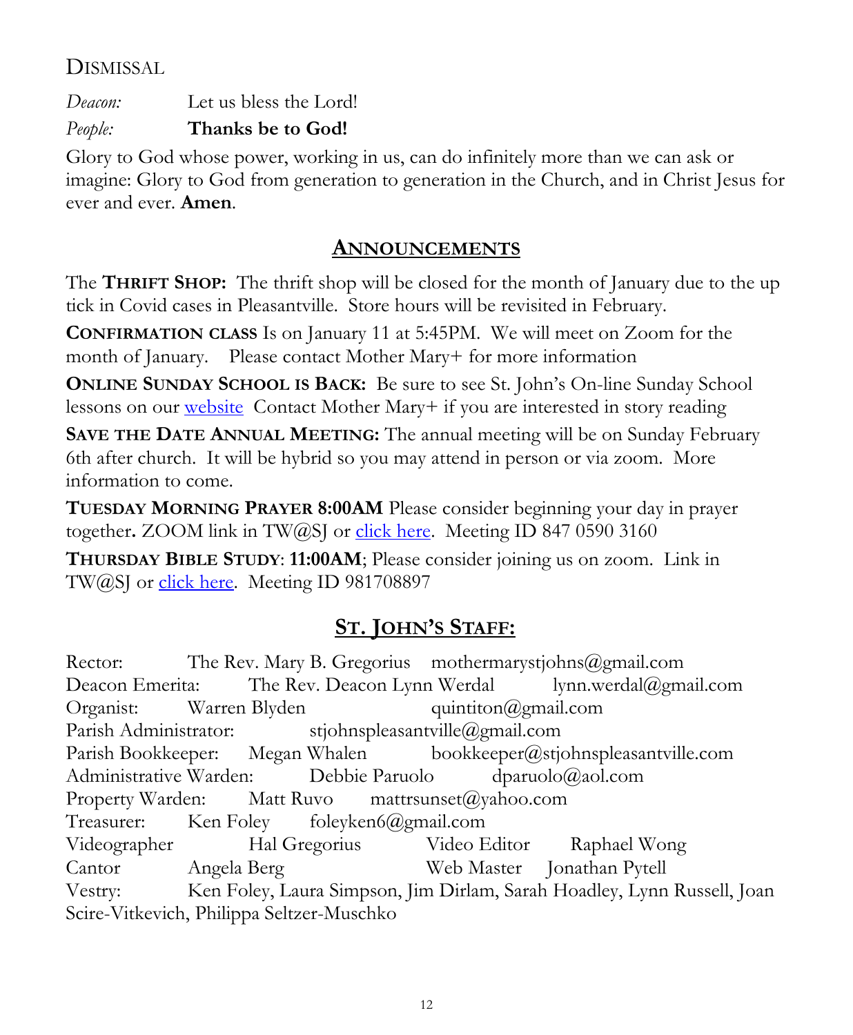## Dismissal

*Deacon:* Let us bless the Lord!

*People:* **Thanks be to God!**

Glory to God whose power, working in us, can do infinitely more than we can ask or imagine: Glory to God from generation to generation in the Church, and in Christ Jesus for ever and ever. **Amen**.

## Announcements

The **Thrift Shop:** The thrift shop will be closed for the month of January due to the up tick in Covid cases in Pleasantville. Store hours will be revisited in February.

**Confirmation class** Is on January 11 at 5:45PM. We will meet on Zoom for the month of January. Please contact Mother Mary+ for more information

**Online Sunday School is Back:** Be sure to see St. John's On-line Sunday School lessons on our website Contact Mother Mary+ if you are interested in story reading

**Save the Date Annual Meeting:** The annual meeting will be on Sunday February 6th after church. It will be hybrid so you may attend in person or via zoom. More information to come.

**Tuesday Morning Prayer 8:00AM** Please consider beginning your day in prayer together**.** ZOOM link in TW@SJ or click here. Meeting ID 847 0590 3160

**Thursday Bible Study**: **11:00AM**; Please consider joining us on zoom. Link in TW@SJ or click here. Meeting ID 981708897

## St. John's Staff:

Rector: The Rev. Mary B. Gregorius mothermarystjohns@gmail.com
Deacon Emerita: The Rev. Deacon Lynn Werdal lynn.werdal@gmail.com
Organist: Warren Blyden quintiton@gmail.com
Parish Administrator: stjohnspleasantville@gmail.com
Parish Bookkeeper: Megan Whalen bookkeeper@stjohnspleasantville.com
Administrative Warden: Debbie Paruolo dparuolo@aol.com
Property Warden: Matt Ruvo mattrsunset@yahoo.com
Treasurer: Ken Foley foleyken6@gmail.com
Videographer Hal Gregorius Video Editor Raphael Wong
Cantor Angela Berg Web Master Jonathan Pytell
Vestry: Ken Foley, Laura Simpson, Jim Dirlam, Sarah Hoadley, Lynn Russell, Joan Scire-Vitkevich, Philippa Seltzer-Muschko